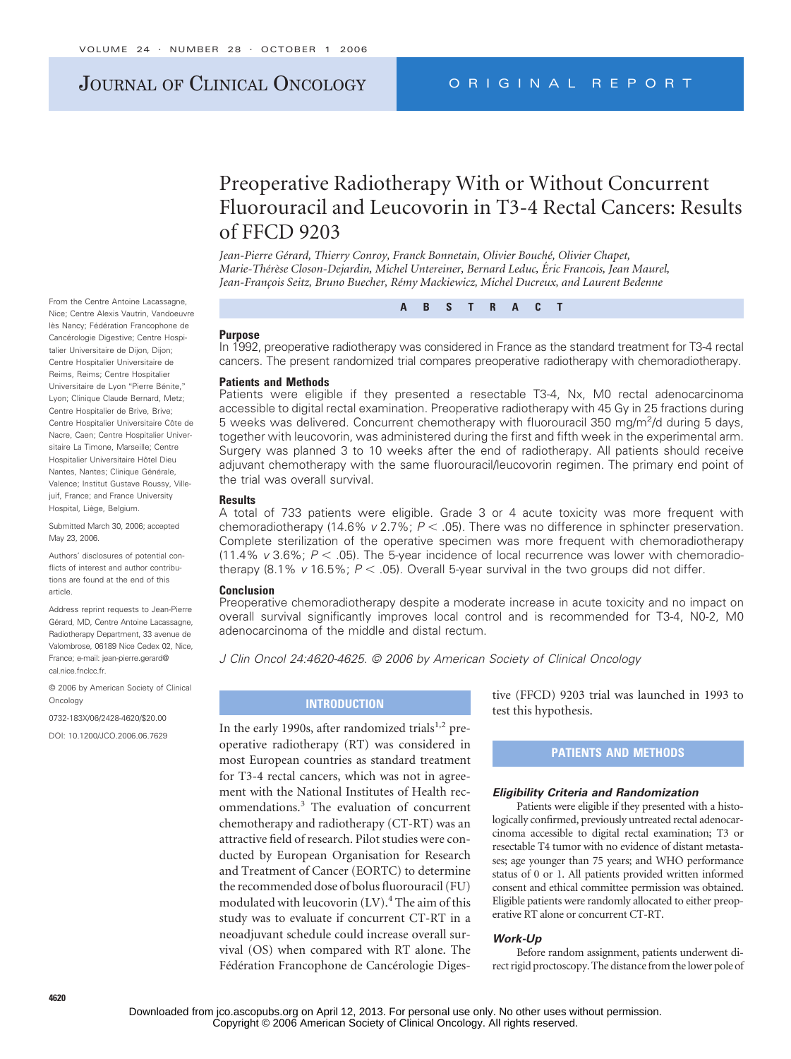ORIGINAL REPORT

# Preoperative Radiotherapy With or Without Concurrent Fluorouracil and Leucovorin in T3-4 Rectal Cancers: Results of FFCD 9203

*Jean-Pierre Gérard, Thierry Conroy, Franck Bonnetain, Olivier Bouché, Olivier Chapet, Marie-Thérèse Closon-Dejardin, Michel Untereiner, Bernard Leduc, Éric Francois, Jean Maurel, Jean-François Seitz, Bruno Buecher, Rémy Mackiewicz, Michel Ducreux, and Laurent Bedenne*

From the Centre Antoine Lacassagne, Nice; Centre Alexis Vautrin, Vandoeuvre lès Nancy; Fédération Francophone de Cancérologie Digestive; Centre Hospitalier Universitaire de Dijon, Dijon; Centre Hospitalier Universitaire de Reims, Reims; Centre Hospitalier Universitaire de Lyon "Pierre Bénite," Lyon; Clinique Claude Bernard, Metz; Centre Hospitalier de Brive, Brive; Centre Hospitalier Universitaire Côte de Nacre, Caen; Centre Hospitalier Universitaire La Timone, Marseille; Centre Hospitalier Universitaire Hôtel Dieu Nantes, Nantes; Clinique Générale, Valence; Institut Gustave Roussy, Villejuif, France; and France University Hospital, Liège, Belgium.

Submitted March 30, 2006; accepted May 23, 2006.

Authors' disclosures of potential conflicts of interest and author contributions are found at the end of this article.

Address reprint requests to Jean-Pierre Gérard, MD, Centre Antoine Lacassagne, Radiotherapy Department, 33 avenue de Valombrose, 06189 Nice Cedex 02, Nice, France; e-mail: jean-pierre.gerard@cal.nice.fnclcc.fr.

© 2006 by American Society of Clinical Oncology

0732-183X/06/2428-4620/$20.00

DOI: 10.1200/JCO.2006.06.7629

## ABSTRACT

### Purpose

In 1992, preoperative radiotherapy was considered in France as the standard treatment for T3-4 rectal cancers. The present randomized trial compares preoperative radiotherapy with chemoradiotherapy.

### Patients and Methods

Patients were eligible if they presented a resectable T3-4, Nx, M0 rectal adenocarcinoma accessible to digital rectal examination. Preoperative radiotherapy with 45 Gy in 25 fractions during 5 weeks was delivered. Concurrent chemotherapy with fluorouracil 350 mg/m$^2$/d during 5 days, together with leucovorin, was administered during the first and fifth week in the experimental arm. Surgery was planned 3 to 10 weeks after the end of radiotherapy. All patients should receive adjuvant chemotherapy with the same fluorouracil/leucovorin regimen. The primary end point of the trial was overall survival.

### Results

A total of 733 patients were eligible. Grade 3 or 4 acute toxicity was more frequent with chemoradiotherapy (14.6% *v* 2.7%; $P < .05$). There was no difference in sphincter preservation. Complete sterilization of the operative specimen was more frequent with chemoradiotherapy (11.4% *v* 3.6%; $P < .05$). The 5-year incidence of local recurrence was lower with chemoradiotherapy (8.1% *v* 16.5%; $P < .05$). Overall 5-year survival in the two groups did not differ.

### Conclusion

Preoperative chemoradiotherapy despite a moderate increase in acute toxicity and no impact on overall survival significantly improves local control and is recommended for T3-4, N0-2, M0 adenocarcinoma of the middle and distal rectum.

*J Clin Oncol 24:4620-4625. © 2006 by American Society of Clinical Oncology*

## INTRODUCTION

In the early 1990s, after randomized trials[1,2] preoperative radiotherapy (RT) was considered in most European countries as standard treatment for T3-4 rectal cancers, which was not in agreement with the National Institutes of Health recommendations.[3] The evaluation of concurrent chemotherapy and radiotherapy (CT-RT) was an attractive field of research. Pilot studies were conducted by European Organisation for Research and Treatment of Cancer (EORTC) to determine the recommended dose of bolus fluorouracil (FU) modulated with leucovorin (LV).[4] The aim of this study was to evaluate if concurrent CT-RT in a neoadjuvant schedule could increase overall survival (OS) when compared with RT alone. The Fédération Francophone de Cancérologie Digestive (FFCD) 9203 trial was launched in 1993 to test this hypothesis.

## PATIENTS AND METHODS

### *Eligibility Criteria and Randomization*

Patients were eligible if they presented with a histologically confirmed, previously untreated rectal adenocarcinoma accessible to digital rectal examination; T3 or resectable T4 tumor with no evidence of distant metastases; age younger than 75 years; and WHO performance status of 0 or 1. All patients provided written informed consent and ethical committee permission was obtained. Eligible patients were randomly allocated to either preoperative RT alone or concurrent CT-RT.

### *Work-Up*

Before random assignment, patients underwent direct rigid proctoscopy. The distance from the lower pole of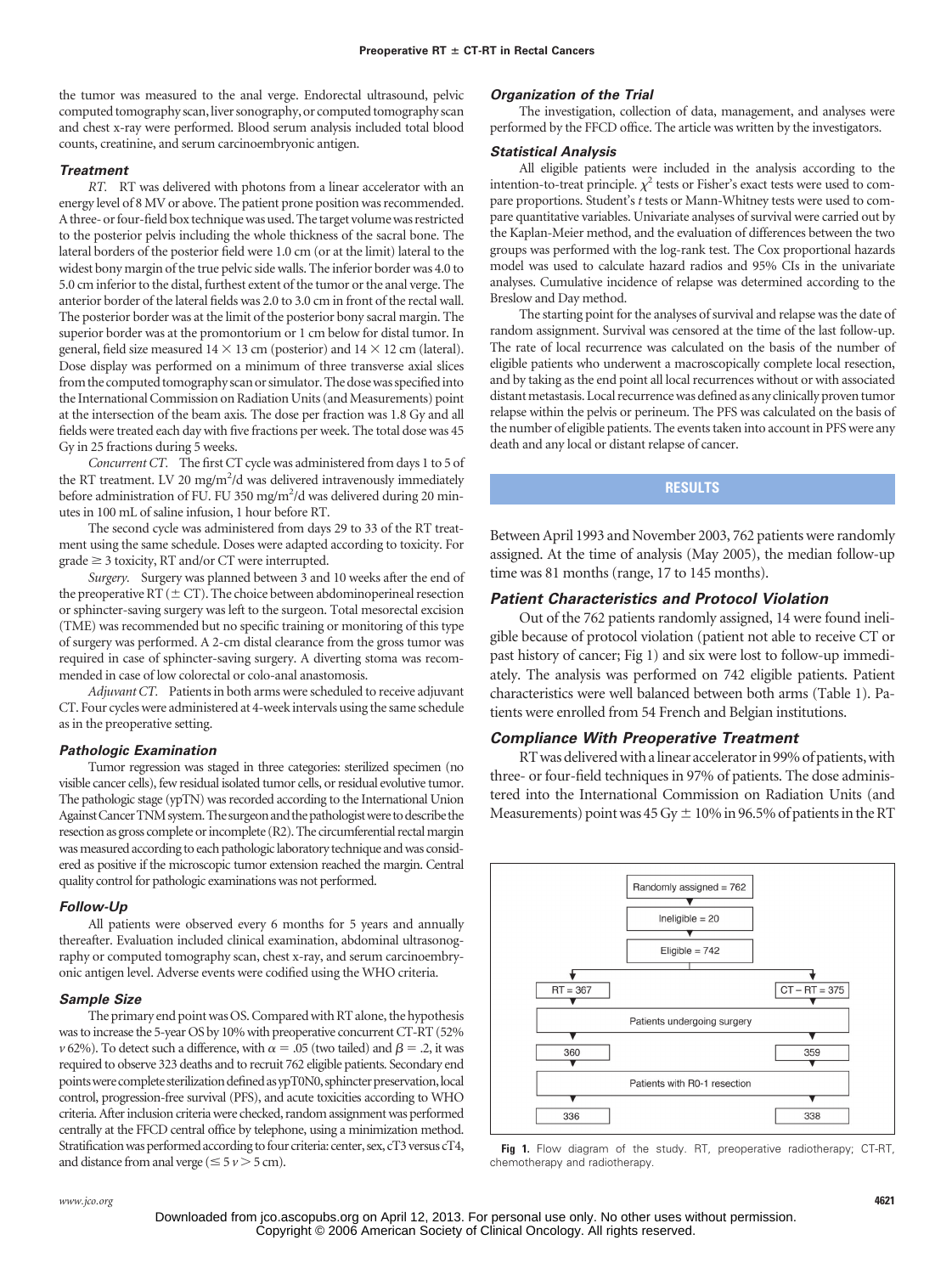the tumor was measured to the anal verge. Endorectal ultrasound, pelvic computed tomography scan, liver sonography, or computed tomography scan and chest x-ray were performed. Blood serum analysis included total blood counts, creatinine, and serum carcinoembryonic antigen.

### *Treatment*

*RT.* RT was delivered with photons from a linear accelerator with an energy level of 8 MV or above. The patient prone position was recommended. A three- or four-field box technique was used. The target volume was restricted to the posterior pelvis including the whole thickness of the sacral bone. The lateral borders of the posterior field were 1.0 cm (or at the limit) lateral to the widest bony margin of the true pelvic side walls. The inferior border was 4.0 to 5.0 cm inferior to the distal, furthest extent of the tumor or the anal verge. The anterior border of the lateral fields was 2.0 to 3.0 cm in front of the rectal wall. The posterior border was at the limit of the posterior bony sacral margin. The superior border was at the promontorium or 1 cm below for distal tumor. In general, field size measured 14 × 13 cm (posterior) and 14 × 12 cm (lateral). Dose display was performed on a minimum of three transverse axial slices from the computed tomography scan or simulator. The dose was specified into the International Commission on Radiation Units (and Measurements) point at the intersection of the beam axis. The dose per fraction was 1.8 Gy and all fields were treated each day with five fractions per week. The total dose was 45 Gy in 25 fractions during 5 weeks.

*Concurrent CT.* The first CT cycle was administered from days 1 to 5 of the RT treatment. LV 20 mg/m$^2$/d was delivered intravenously immediately before administration of FU. FU 350 mg/m$^2$/d was delivered during 20 minutes in 100 mL of saline infusion, 1 hour before RT.

The second cycle was administered from days 29 to 33 of the RT treatment using the same schedule. Doses were adapted according to toxicity. For grade ≥ 3 toxicity, RT and/or CT were interrupted.

*Surgery.* Surgery was planned between 3 and 10 weeks after the end of the preoperative RT (± CT). The choice between abdominoperineal resection or sphincter-saving surgery was left to the surgeon. Total mesorectal excision (TME) was recommended but no specific training or monitoring of this type of surgery was performed. A 2-cm distal clearance from the gross tumor was required in case of sphincter-saving surgery. A diverting stoma was recommended in case of low colorectal or colo-anal anastomosis.

*Adjuvant CT.* Patients in both arms were scheduled to receive adjuvant CT. Four cycles were administered at 4-week intervals using the same schedule as in the preoperative setting.

### *Pathologic Examination*

Tumor regression was staged in three categories: sterilized specimen (no visible cancer cells), few residual isolated tumor cells, or residual evolutive tumor. The pathologic stage (ypTN) was recorded according to the International Union Against Cancer TNM system. The surgeon and the pathologist were to describe the resection as gross complete or incomplete (R2). The circumferential rectal margin was measured according to each pathologic laboratory technique and was considered as positive if the microscopic tumor extension reached the margin. Central quality control for pathologic examinations was not performed.

### *Follow-Up*

All patients were observed every 6 months for 5 years and annually thereafter. Evaluation included clinical examination, abdominal ultrasonography or computed tomography scan, chest x-ray, and serum carcinoembryonic antigen level. Adverse events were codified using the WHO criteria.

### *Sample Size*

The primary end point was OS. Compared with RT alone, the hypothesis was to increase the 5-year OS by 10% with preoperative concurrent CT-RT (52% *v* 62%). To detect such a difference, with $\alpha = .05$ (two tailed) and $\beta = .2$, it was required to observe 323 deaths and to recruit 762 eligible patients. Secondary end points were complete sterilization defined as ypT0N0, sphincter preservation, local control, progression-free survival (PFS), and acute toxicities according to WHO criteria. After inclusion criteria were checked, random assignment was performed centrally at the FFCD central office by telephone, using a minimization method. Stratification was performed according to four criteria: center, sex, cT3 versus cT4, and distance from anal verge (≤ 5 *v* > 5 cm).

### *Organization of the Trial*

The investigation, collection of data, management, and analyses were performed by the FFCD office. The article was written by the investigators.

### *Statistical Analysis*

All eligible patients were included in the analysis according to the intention-to-treat principle. $\chi^2$ tests or Fisher's exact tests were used to compare proportions. Student's *t* tests or Mann-Whitney tests were used to compare quantitative variables. Univariate analyses of survival were carried out by the Kaplan-Meier method, and the evaluation of differences between the two groups was performed with the log-rank test. The Cox proportional hazards model was used to calculate hazard radios and 95% CIs in the univariate analyses. Cumulative incidence of relapse was determined according to the Breslow and Day method.

The starting point for the analyses of survival and relapse was the date of random assignment. Survival was censored at the time of the last follow-up. The rate of local recurrence was calculated on the basis of the number of eligible patients who underwent a macroscopically complete local resection, and by taking as the end point all local recurrences without or with associated distant metastasis. Local recurrence was defined as any clinically proven tumor relapse within the pelvis or perineum. The PFS was calculated on the basis of the number of eligible patients. The events taken into account in PFS were any death and any local or distant relapse of cancer.

## RESULTS

Between April 1993 and November 2003, 762 patients were randomly assigned. At the time of analysis (May 2005), the median follow-up time was 81 months (range, 17 to 145 months).

### *Patient Characteristics and Protocol Violation*

Out of the 762 patients randomly assigned, 14 were found ineligible because of protocol violation (patient not able to receive CT or past history of cancer; Fig 1) and six were lost to follow-up immediately. The analysis was performed on 742 eligible patients. Patient characteristics were well balanced between both arms (Table 1). Patients were enrolled from 54 French and Belgian institutions.

### *Compliance With Preoperative Treatment*

RT was delivered with a linear accelerator in 99% of patients, with three- or four-field techniques in 97% of patients. The dose administered into the International Commission on Radiation Units (and Measurements) point was 45 Gy ± 10% in 96.5% of patients in the RT

Randomly assigned = 762
Ineligible = 20
Eligible = 742
RT = 367
CT – RT = 375
Patients undergoing surgery
360
359
Patients with R0-1 resection
336
338

**Fig 1.** Flow diagram of the study. RT, preoperative radiotherapy; CT-RT, chemotherapy and radiotherapy.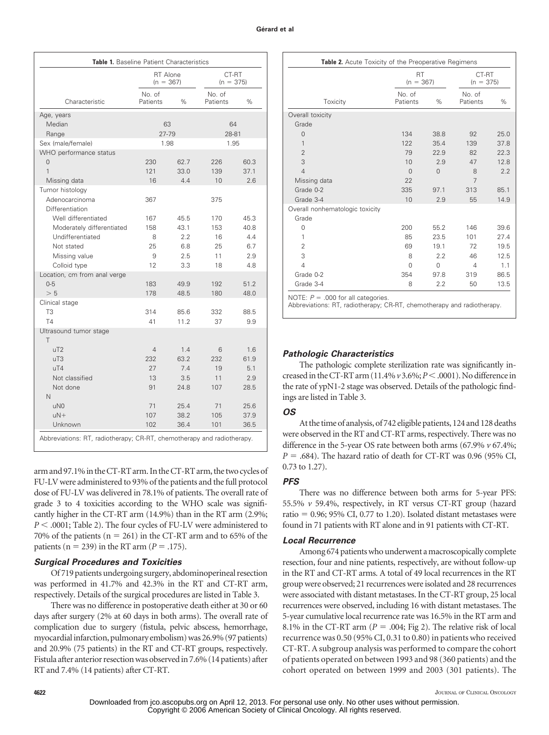**Table 1.** Baseline Patient Characteristics

| Characteristic | RT Alone (n = 367) | | CT-RT (n = 375) | |
|---|---|---|---|---|
| | No. of Patients | % | No. of Patients | % |
| Age, years | | | | |
| Median | 63 | | 64 | |
| Range | 27-79 | | 28-81 | |
| Sex (male/female) | 1.98 | | 1.95 | |
| WHO performance status | | | | |
| 0 | 230 | 62.7 | 226 | 60.3 |
| 1 | 121 | 33.0 | 139 | 37.1 |
| Missing data | 16 | 4.4 | 10 | 2.6 |
| Tumor histology | | | | |
| Adenocarcinoma | 367 | | 375 | |
| Differentiation | | | | |
| Well differentiated | 167 | 45.5 | 170 | 45.3 |
| Moderately differentiated | 158 | 43.1 | 153 | 40.8 |
| Undifferentiated | 8 | 2.2 | 16 | 4.4 |
| Not stated | 25 | 6.8 | 25 | 6.7 |
| Missing value | 9 | 2.5 | 11 | 2.9 |
| Colloid type | 12 | 3.3 | 18 | 4.8 |
| Location, cm from anal verge | | | | |
| 0-5 | 183 | 49.9 | 192 | 51.2 |
| > 5 | 178 | 48.5 | 180 | 48.0 |
| Clinical stage | | | | |
| T3 | 314 | 85.6 | 332 | 88.5 |
| T4 | 41 | 11.2 | 37 | 9.9 |
| Ultrasound tumor stage | | | | |
| T | | | | |
| uT2 | 4 | 1.4 | 6 | 1.6 |
| uT3 | 232 | 63.2 | 232 | 61.9 |
| uT4 | 27 | 7.4 | 19 | 5.1 |
| Not classified | 13 | 3.5 | 11 | 2.9 |
| Not done | 91 | 24.8 | 107 | 28.5 |
| N | | | | |
| uN0 | 71 | 25.4 | 71 | 25.6 |
| uN+ | 107 | 38.2 | 105 | 37.9 |
| Unknown | 102 | 36.4 | 101 | 36.5 |

Abbreviations: RT, radiotherapy; CR-RT, chemotherapy and radiotherapy.

arm and 97.1% in the CT-RT arm. In the CT-RT arm, the two cycles of FU-LV were administered to 93% of the patients and the full protocol dose of FU-LV was delivered in 78.1% of patients. The overall rate of grade 3 to 4 toxicities according to the WHO scale was significantly higher in the CT-RT arm (14.9%) than in the RT arm (2.9%; $P < .0001$; Table 2). The four cycles of FU-LV were administered to 70% of the patients (n = 261) in the CT-RT arm and to 65% of the patients (n = 239) in the RT arm ($P = .175$).

### *Surgical Procedures and Toxicities*

Of 719 patients undergoing surgery, abdominoperineal resection was performed in 41.7% and 42.3% in the RT and CT-RT arm, respectively. Details of the surgical procedures are listed in Table 3.

There was no difference in postoperative death either at 30 or 60 days after surgery (2% at 60 days in both arms). The overall rate of complication due to surgery (fistula, pelvic abscess, hemorrhage, myocardial infarction, pulmonary embolism) was 26.9% (97 patients) and 20.9% (75 patients) in the RT and CT-RT groups, respectively. Fistula after anterior resection was observed in 7.6% (14 patients) after RT and 7.4% (14 patients) after CT-RT.

**Table 2.** Acute Toxicity of the Preoperative Regimens

| Toxicity | RT (n = 367) | | CT-RT (n = 375) | |
|---|---|---|---|---|
| | No. of Patients | % | No. of Patients | % |
| Overall toxicity | | | | |
| Grade | | | | |
| 0 | 134 | 38.8 | 92 | 25.0 |
| 1 | 122 | 35.4 | 139 | 37.8 |
| 2 | 79 | 22.9 | 82 | 22.3 |
| 3 | 10 | 2.9 | 47 | 12.8 |
| 4 | 0 | 0 | 8 | 2.2 |
| Missing data | 22 | | 7 | |
| Grade 0-2 | 335 | 97.1 | 313 | 85.1 |
| Grade 3-4 | 10 | 2.9 | 55 | 14.9 |
| Overall nonhematologic toxicity | | | | |
| Grade | | | | |
| 0 | 200 | 55.2 | 146 | 39.6 |
| 1 | 85 | 23.5 | 101 | 27.4 |
| 2 | 69 | 19.1 | 72 | 19.5 |
| 3 | 8 | 2.2 | 46 | 12.5 |
| 4 | 0 | 0 | 4 | 1.1 |
| Grade 0-2 | 354 | 97.8 | 319 | 86.5 |
| Grade 3-4 | 8 | 2.2 | 50 | 13.5 |

NOTE: $P = .000$ for all categories.
Abbreviations: RT, radiotherapy; CR-RT, chemotherapy and radiotherapy.

### *Pathologic Characteristics*

The pathologic complete sterilization rate was significantly increased in the CT-RT arm (11.4% *v* 3.6%; $P < .0001$). No difference in the rate of ypN1-2 stage was observed. Details of the pathologic findings are listed in Table 3.

### *OS*

At the time of analysis, of 742 eligible patients, 124 and 128 deaths were observed in the RT and CT-RT arms, respectively. There was no difference in the 5-year OS rate between both arms (67.9% *v* 67.4%; $P = .684$). The hazard ratio of death for CT-RT was 0.96 (95% CI, 0.73 to 1.27).

### *PFS*

There was no difference between both arms for 5-year PFS: 55.5% *v* 59.4%, respectively, in RT versus CT-RT group (hazard ratio = 0.96; 95% CI, 0.77 to 1.20). Isolated distant metastases were found in 71 patients with RT alone and in 91 patients with CT-RT.

### *Local Recurrence*

Among 674 patients who underwent a macroscopically complete resection, four and nine patients, respectively, are without follow-up in the RT and CT-RT arms. A total of 49 local recurrences in the RT group were observed; 21 recurrences were isolated and 28 recurrences were associated with distant metastases. In the CT-RT group, 25 local recurrences were observed, including 16 with distant metastases. The 5-year cumulative local recurrence rate was 16.5% in the RT arm and 8.1% in the CT-RT arm ($P = .004$; Fig 2). The relative risk of local recurrence was 0.50 (95% CI, 0.31 to 0.80) in patients who received CT-RT. A subgroup analysis was performed to compare the cohort of patients operated on between 1993 and 98 (360 patients) and the cohort operated on between 1999 and 2003 (301 patients). The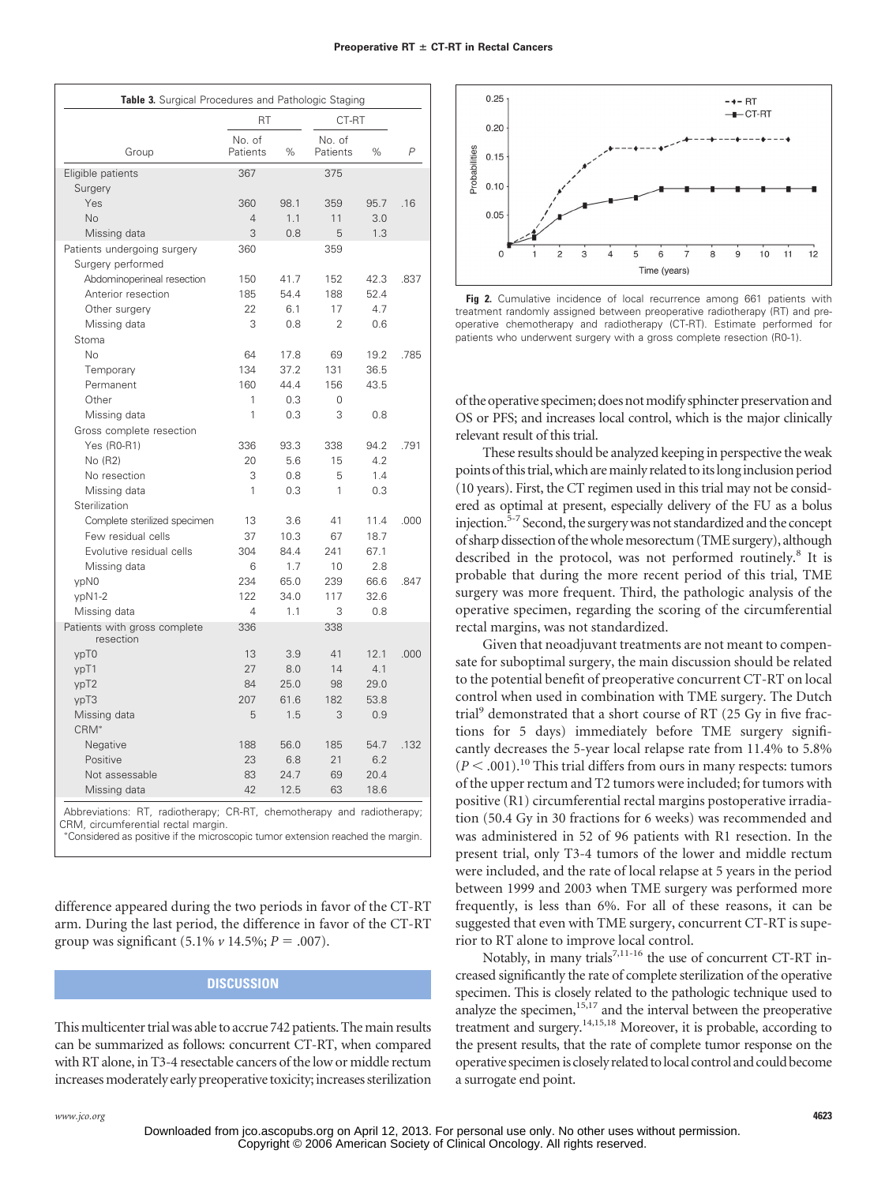**Table 3.** Surgical Procedures and Pathologic Staging

| Group | RT | | CT-RT | | |
|---|---|---|---|---|---|
| | No. of Patients | % | No. of Patients | % | *P* |
| Eligible patients | 367 | | 375 | | |
| Surgery | | | | | |
| Yes | 360 | 98.1 | 359 | 95.7 | .16 |
| No | 4 | 1.1 | 11 | 3.0 | |
| Missing data | 3 | 0.8 | 5 | 1.3 | |
| Patients undergoing surgery | 360 | | 359 | | |
| Surgery performed | | | | | |
| Abdominoperineal resection | 150 | 41.7 | 152 | 42.3 | .837 |
| Anterior resection | 185 | 54.4 | 188 | 52.4 | |
| Other surgery | 22 | 6.1 | 17 | 4.7 | |
| Missing data | 3 | 0.8 | 2 | 0.6 | |
| Stoma | | | | | |
| No | 64 | 17.8 | 69 | 19.2 | .785 |
| Temporary | 134 | 37.2 | 131 | 36.5 | |
| Permanent | 160 | 44.4 | 156 | 43.5 | |
| Other | 1 | 0.3 | 0 | | |
| Missing data | 1 | 0.3 | 3 | 0.8 | |
| Gross complete resection | | | | | |
| Yes (R0-R1) | 336 | 93.3 | 338 | 94.2 | .791 |
| No (R2) | 20 | 5.6 | 15 | 4.2 | |
| No resection | 3 | 0.8 | 5 | 1.4 | |
| Missing data | 1 | 0.3 | 1 | 0.3 | |
| Sterilization | | | | | |
| Complete sterilized specimen | 13 | 3.6 | 41 | 11.4 | .000 |
| Few residual cells | 37 | 10.3 | 67 | 18.7 | |
| Evolutive residual cells | 304 | 84.4 | 241 | 67.1 | |
| Missing data | 6 | 1.7 | 10 | 2.8 | |
| ypN0 | 234 | 65.0 | 239 | 66.6 | .847 |
| ypN1-2 | 122 | 34.0 | 117 | 32.6 | |
| Missing data | 4 | 1.1 | 3 | 0.8 | |
| Patients with gross complete resection | 336 | | 338 | | |
| ypT0 | 13 | 3.9 | 41 | 12.1 | .000 |
| ypT1 | 27 | 8.0 | 14 | 4.1 | |
| ypT2 | 84 | 25.0 | 98 | 29.0 | |
| ypT3 | 207 | 61.6 | 182 | 53.8 | |
| Missing data | 5 | 1.5 | 3 | 0.9 | |
| CRM* | | | | | |
| Negative | 188 | 56.0 | 185 | 54.7 | .132 |
| Positive | 23 | 6.8 | 21 | 6.2 | |
| Not assessable | 83 | 24.7 | 69 | 20.4 | |
| Missing data | 42 | 12.5 | 63 | 18.6 | |

Abbreviations: RT, radiotherapy; CR-RT, chemotherapy and radiotherapy; CRM, circumferential rectal margin.
*Considered as positive if the microscopic tumor extension reached the margin.

difference appeared during the two periods in favor of the CT-RT arm. During the last period, the difference in favor of the CT-RT group was significant (5.1% *v* 14.5%; $P = .007$).

## DISCUSSION

This multicenter trial was able to accrue 742 patients. The main results can be summarized as follows: concurrent CT-RT, when compared with RT alone, in T3-4 resectable cancers of the low or middle rectum increases moderately early preoperative toxicity; increases sterilization of the operative specimen; does not modify sphincter preservation and OS or PFS; and increases local control, which is the major clinically relevant result of this trial.

0.25
0.20
0.15
0.10
0.05
Probabilities
0 1 2 3 4 5 6 7 8 9 10 11 12
Time (years)
RT
CT-RT

**Fig 2.** Cumulative incidence of local recurrence among 661 patients with treatment randomly assigned between preoperative radiotherapy (RT) and preoperative chemotherapy and radiotherapy (CT-RT). Estimate performed for patients who underwent surgery with a gross complete resection (R0-1).

These results should be analyzed keeping in perspective the weak points of this trial, which are mainly related to its long inclusion period (10 years). First, the CT regimen used in this trial may not be considered as optimal at present, especially delivery of the FU as a bolus injection.[5-7] Second, the surgery was not standardized and the concept of sharp dissection of the whole mesorectum (TME surgery), although described in the protocol, was not performed routinely.[8] It is probable that during the more recent period of this trial, TME surgery was more frequent. Third, the pathologic analysis of the operative specimen, regarding the scoring of the circumferential rectal margins, was not standardized.

Given that neoadjuvant treatments are not meant to compensate for suboptimal surgery, the main discussion should be related to the potential benefit of preoperative concurrent CT-RT on local control when used in combination with TME surgery. The Dutch trial[9] demonstrated that a short course of RT (25 Gy in five fractions for 5 days) immediately before TME surgery significantly decreases the 5-year local relapse rate from 11.4% to 5.8% ($P < .001$).[10] This trial differs from ours in many respects: tumors of the upper rectum and T2 tumors were included; for tumors with positive (R1) circumferential rectal margins postoperative irradiation (50.4 Gy in 30 fractions for 6 weeks) was recommended and was administered in 52 of 96 patients with R1 resection. In the present trial, only T3-4 tumors of the lower and middle rectum were included, and the rate of local relapse at 5 years in the period between 1999 and 2003 when TME surgery was performed more frequently, is less than 6%. For all of these reasons, it can be suggested that even with TME surgery, concurrent CT-RT is superior to RT alone to improve local control.

Notably, in many trials[7,11-16] the use of concurrent CT-RT increased significantly the rate of complete sterilization of the operative specimen. This is closely related to the pathologic technique used to analyze the specimen,[15,17] and the interval between the preoperative treatment and surgery.[14,15,18] Moreover, it is probable, according to the present results, that the rate of complete tumor response on the operative specimen is closely related to local control and could become a surrogate end point.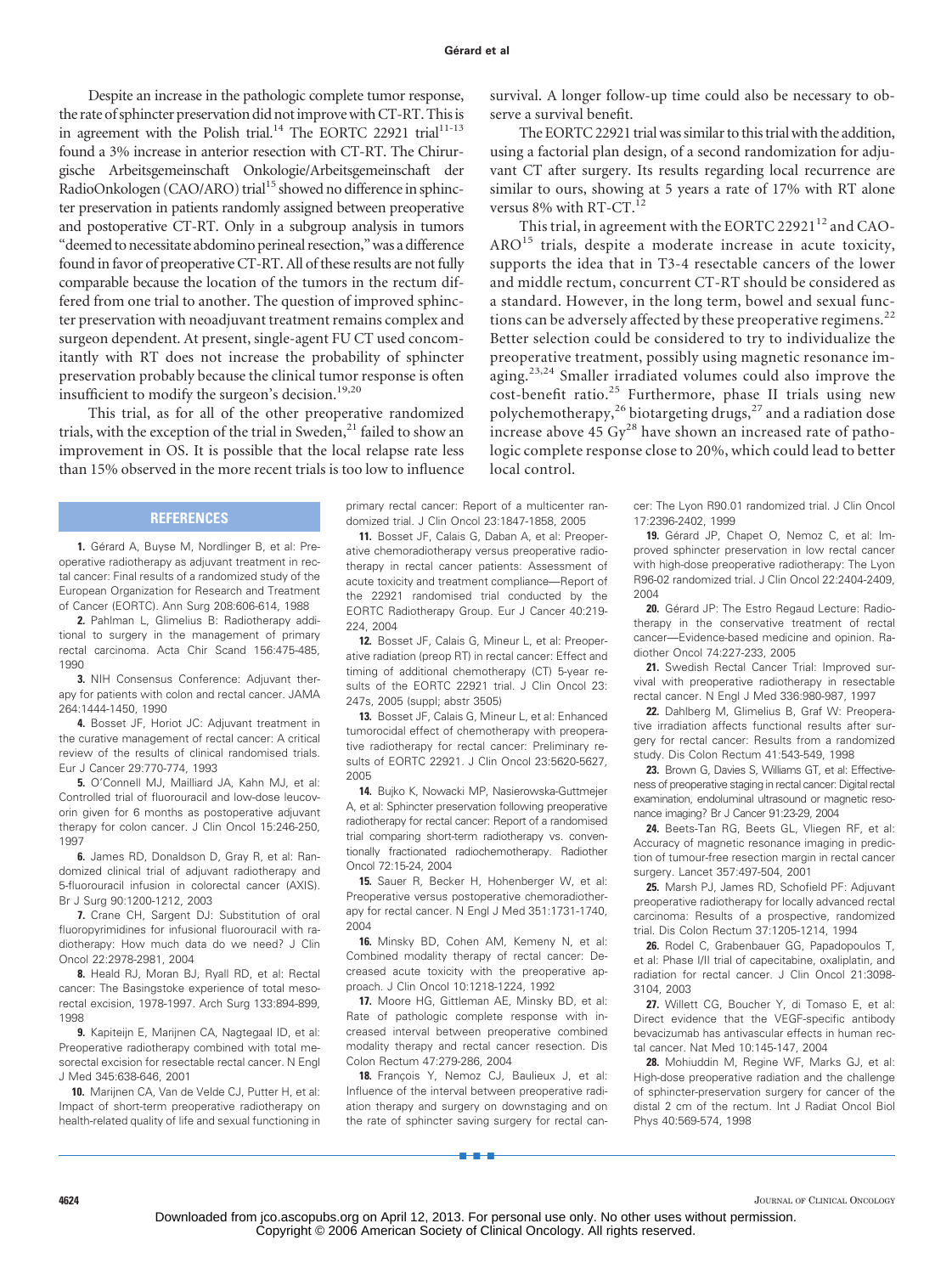Despite an increase in the pathologic complete tumor response, the rate of sphincter preservation did not improve with CT-RT. This is in agreement with the Polish trial.[14] The EORTC 22921 trial[11-13] found a 3% increase in anterior resection with CT-RT. The Chirurgische Arbeitsgemeinschaft Onkologie/Arbeitsgemeinschaft der RadioOnkologen (CAO/ARO) trial[15] showed no difference in sphincter preservation in patients randomly assigned between preoperative and postoperative CT-RT. Only in a subgroup analysis in tumors "deemed to necessitate abdomino perineal resection," was a difference found in favor of preoperative CT-RT. All of these results are not fully comparable because the location of the tumors in the rectum differed from one trial to another. The question of improved sphincter preservation with neoadjuvant treatment remains complex and surgeon dependent. At present, single-agent FU CT used concomitantly with RT does not increase the probability of sphincter preservation probably because the clinical tumor response is often insufficient to modify the surgeon's decision.[19,20]

This trial, as for all of the other preoperative randomized trials, with the exception of the trial in Sweden,[21] failed to show an improvement in OS. It is possible that the local relapse rate less than 15% observed in the more recent trials is too low to influence survival. A longer follow-up time could also be necessary to observe a survival benefit.

The EORTC 22921 trial was similar to this trial with the addition, using a factorial plan design, of a second randomization for adjuvant CT after surgery. Its results regarding local recurrence are similar to ours, showing at 5 years a rate of 17% with RT alone versus 8% with RT-CT.[12]

This trial, in agreement with the EORTC 22921[12] and CAO-ARO[15] trials, despite a moderate increase in acute toxicity, supports the idea that in T3-4 resectable cancers of the lower and middle rectum, concurrent CT-RT should be considered as a standard. However, in the long term, bowel and sexual functions can be adversely affected by these preoperative regimens.[22] Better selection could be considered to try to individualize the preoperative treatment, possibly using magnetic resonance imaging.[23,24] Smaller irradiated volumes could also improve the cost-benefit ratio.[25] Furthermore, phase II trials using new polychemotherapy,[26] biotargeting drugs,[27] and a radiation dose increase above 45 Gy[28] have shown an increased rate of pathologic complete response close to 20%, which could lead to better local control.

## REFERENCES

1. Gérard A, Buyse M, Nordlinger B, et al: Preoperative radiotherapy as adjuvant treatment in rectal cancer: Final results of a randomized study of the European Organization for Research and Treatment of Cancer (EORTC). Ann Surg 208:606-614, 1988

2. Pahlman L, Glimelius B: Radiotherapy additional to surgery in the management of primary rectal carcinoma. Acta Chir Scand 156:475-485, 1990

3. NIH Consensus Conference: Adjuvant therapy for patients with colon and rectal cancer. JAMA 264:1444-1450, 1990

4. Bosset JF, Horiot JC: Adjuvant treatment in the curative management of rectal cancer: A critical review of the results of clinical randomised trials. Eur J Cancer 29:770-774, 1993

5. O'Connell MJ, Mailliard JA, Kahn MJ, et al: Controlled trial of fluorouracil and low-dose leucovorin given for 6 months as postoperative adjuvant therapy for colon cancer. J Clin Oncol 15:246-250, 1997

6. James RD, Donaldson D, Gray R, et al: Randomized clinical trial of adjuvant radiotherapy and 5-fluorouracil infusion in colorectal cancer (AXIS). Br J Surg 90:1200-1212, 2003

7. Crane CH, Sargent DJ: Substitution of oral fluoropyrimidines for infusional fluorouracil with radiotherapy: How much data do we need? J Clin Oncol 22:2978-2981, 2004

8. Heald RJ, Moran BJ, Ryall RD, et al: Rectal cancer: The Basingstoke experience of total mesorectal excision, 1978-1997. Arch Surg 133:894-899, 1998

9. Kapiteijn E, Marijnen CA, Nagtegaal ID, et al: Preoperative radiotherapy combined with total mesorectal excision for resectable rectal cancer. N Engl J Med 345:638-646, 2001

10. Marijnen CA, Van de Velde CJ, Putter H, et al: Impact of short-term preoperative radiotherapy on health-related quality of life and sexual functioning in primary rectal cancer: Report of a multicenter randomized trial. J Clin Oncol 23:1847-1858, 2005

11. Bosset JF, Calais G, Daban A, et al: Preoperative chemoradiotherapy versus preoperative radiotherapy in rectal cancer patients: Assessment of acute toxicity and treatment compliance—Report of the 22921 randomised trial conducted by the EORTC Radiotherapy Group. Eur J Cancer 40:219-224, 2004

12. Bosset JF, Calais G, Mineur L, et al: Preoperative radiation (preop RT) in rectal cancer: Effect and timing of additional chemotherapy (CT) 5-year results of the EORTC 22921 trial. J Clin Oncol 23: 247s, 2005 (suppl; abstr 3505)

13. Bosset JF, Calais G, Mineur L, et al: Enhanced tumorocidal effect of chemotherapy with preoperative radiotherapy for rectal cancer: Preliminary results of EORTC 22921. J Clin Oncol 23:5620-5627, 2005

14. Bujko K, Nowacki MP, Nasierowska-Guttmejer A, et al: Sphincter preservation following preoperative radiotherapy for rectal cancer: Report of a randomised trial comparing short-term radiotherapy vs. conventionally fractionated radiochemotherapy. Radiother Oncol 72:15-24, 2004

15. Sauer R, Becker H, Hohenberger W, et al: Preoperative versus postoperative chemoradiotherapy for rectal cancer. N Engl J Med 351:1731-1740, 2004

16. Minsky BD, Cohen AM, Kemeny N, et al: Combined modality therapy of rectal cancer: Decreased acute toxicity with the preoperative approach. J Clin Oncol 10:1218-1224, 1992

17. Moore HG, Gittleman AE, Minsky BD, et al: Rate of pathologic complete response with increased interval between preoperative combined modality therapy and rectal cancer resection. Dis Colon Rectum 47:279-286, 2004

18. François Y, Nemoz CJ, Baulieux J, et al: Influence of the interval between preoperative radiation therapy and surgery on downstaging and on the rate of sphincter saving surgery for rectal cancer: The Lyon R90.01 randomized trial. J Clin Oncol 17:2396-2402, 1999

19. Gérard JP, Chapet O, Nemoz C, et al: Improved sphincter preservation in low rectal cancer with high-dose preoperative radiotherapy: The Lyon R96-02 randomized trial. J Clin Oncol 22:2404-2409, 2004

20. Gérard JP: The Estro Regaud Lecture: Radiotherapy in the conservative treatment of rectal cancer—Evidence-based medicine and opinion. Radiother Oncol 74:227-233, 2005

21. Swedish Rectal Cancer Trial: Improved survival with preoperative radiotherapy in resectable rectal cancer. N Engl J Med 336:980-987, 1997

22. Dahlberg M, Glimelius B, Graf W: Preoperative irradiation affects functional results after surgery for rectal cancer: Results from a randomized study. Dis Colon Rectum 41:543-549, 1998

23. Brown G, Davies S, Williams GT, et al: Effectiveness of preoperative staging in rectal cancer: Digital rectal examination, endoluminal ultrasound or magnetic resonance imaging? Br J Cancer 91:23-29, 2004

24. Beets-Tan RG, Beets GL, Vliegen RF, et al: Accuracy of magnetic resonance imaging in prediction of tumour-free resection margin in rectal cancer surgery. Lancet 357:497-504, 2001

25. Marsh PJ, James RD, Schofield PF: Adjuvant preoperative radiotherapy for locally advanced rectal carcinoma: Results of a prospective, randomized trial. Dis Colon Rectum 37:1205-1214, 1994

26. Rodel C, Grabenbauer GG, Papadopoulos T, et al: Phase I/II trial of capecitabine, oxaliplatin, and radiation for rectal cancer. J Clin Oncol 21:3098-3104, 2003

27. Willett CG, Boucher Y, di Tomaso E, et al: Direct evidence that the VEGF-specific antibody bevacizumab has antivascular effects in human rectal cancer. Nat Med 10:145-147, 2004

28. Mohiuddin M, Regine WF, Marks GJ, et al: High-dose preoperative radiation and the challenge of sphincter-preservation surgery for cancer of the distal 2 cm of the rectum. Int J Radiat Oncol Biol Phys 40:569-574, 1998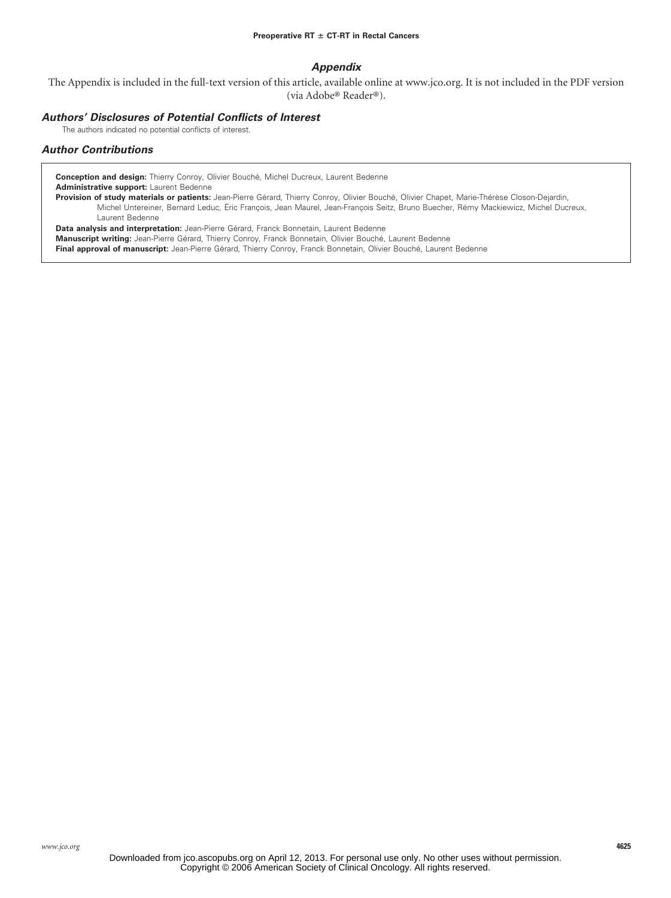## Appendix

The Appendix is included in the full-text version of this article, available online at www.jco.org. It is not included in the PDF version (via Adobe® Reader®).

## Authors' Disclosures of Potential Conflicts of Interest

The authors indicated no potential conflicts of interest.

## Author Contributions

**Conception and design:** Thierry Conroy, Olivier Bouché, Michel Ducreux, Laurent Bedenne

**Administrative support:** Laurent Bedenne

**Provision of study materials or patients:** Jean-Pierre Gérard, Thierry Conroy, Olivier Bouché, Olivier Chapet, Marie-Thérèse Closon-Dejardin, Michel Untereiner, Bernard Leduc, Éric François, Jean Maurel, Jean-François Seitz, Bruno Buecher, Rémy Mackiewicz, Michel Ducreux, Laurent Bedenne

**Data analysis and interpretation:** Jean-Pierre Gérard, Franck Bonnetain, Laurent Bedenne

**Manuscript writing:** Jean-Pierre Gérard, Thierry Conroy, Franck Bonnetain, Olivier Bouché, Laurent Bedenne

**Final approval of manuscript:** Jean-Pierre Gérard, Thierry Conroy, Franck Bonnetain, Olivier Bouché, Laurent Bedenne